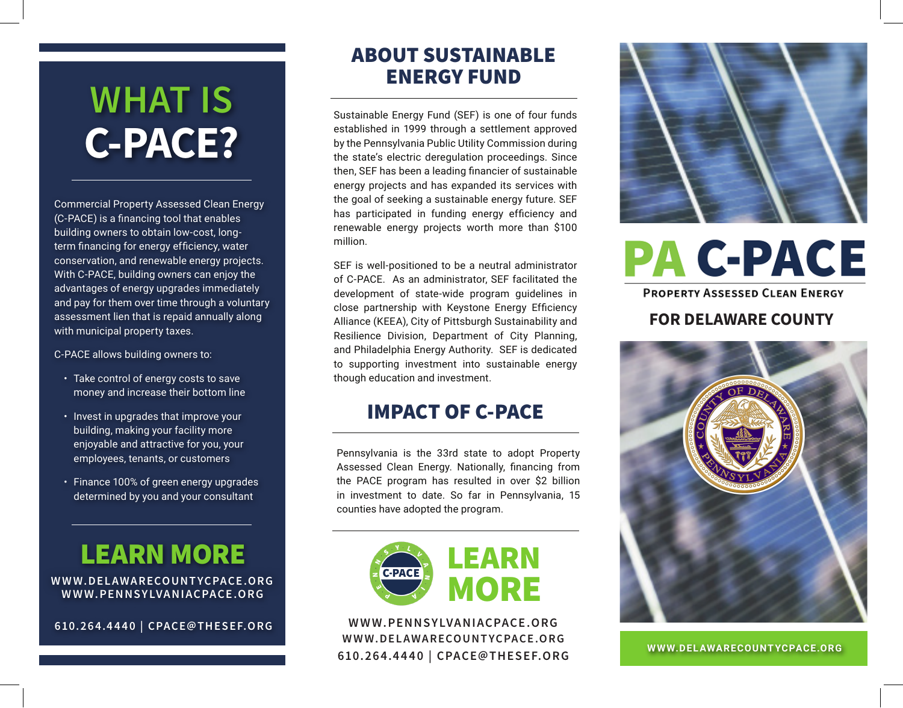# WHAT IS C-PACE?

Commercial Property Assessed Clean Energy (C-PACE) is a financing tool that enables building owners to obtain low-cost, long-term financing for energy efficiency, water conservation, and renewable energy projects. With C-PACE, building owners can enjoy the advantages of energy upgrades immediately and pay for them over time through a voluntary assessment lien that is repaid annually along with municipal property taxes.

C-PACE allows building owners to:

- Take control of energy costs to save money and increase their bottom line
- Invest in upgrades that improve your building, making your facility more enjoyable and attractive for you, your employees, tenants, or customers
- Finance 100% of green energy upgrades determined by you and your consultant

## LEARN MORE

WWW.DELAWARECOUNTYCPACE.ORG
WWW.PENNSYLVANIACPACE.ORG

610.264.4440 | CPACE@THESEF.ORG

## ABOUT SUSTAINABLE ENERGY FUND

Sustainable Energy Fund (SEF) is one of four funds established in 1999 through a settlement approved by the Pennsylvania Public Utility Commission during the state's electric deregulation proceedings. Since then, SEF has been a leading financier of sustainable energy projects and has expanded its services with the goal of seeking a sustainable energy future. SEF has participated in funding energy efficiency and renewable energy projects worth more than $100 million.

SEF is well-positioned to be a neutral administrator of C-PACE. As an administrator, SEF facilitated the development of state-wide program guidelines in close partnership with Keystone Energy Efficiency Alliance (KEEA), City of Pittsburgh Sustainability and Resilience Division, Department of City Planning, and Philadelphia Energy Authority. SEF is dedicated to supporting investment into sustainable energy though education and investment.

## IMPACT OF C-PACE

Pennsylvania is the 33rd state to adopt Property Assessed Clean Energy. Nationally, financing from the PACE program has resulted in over $2 billion in investment to date. So far in Pennsylvania, 15 counties have adopted the program.

## LEARN MORE

WWW.PENNSYLVANIACPACE.ORG
WWW.DELAWARECOUNTYCPACE.ORG
610.264.4440 | CPACE@THESEF.ORG

# PA C-PACE

PROPERTY ASSESSED CLEAN ENERGY

## FOR DELAWARE COUNTY

WWW.DELAWARECOUNTYCPACE.ORG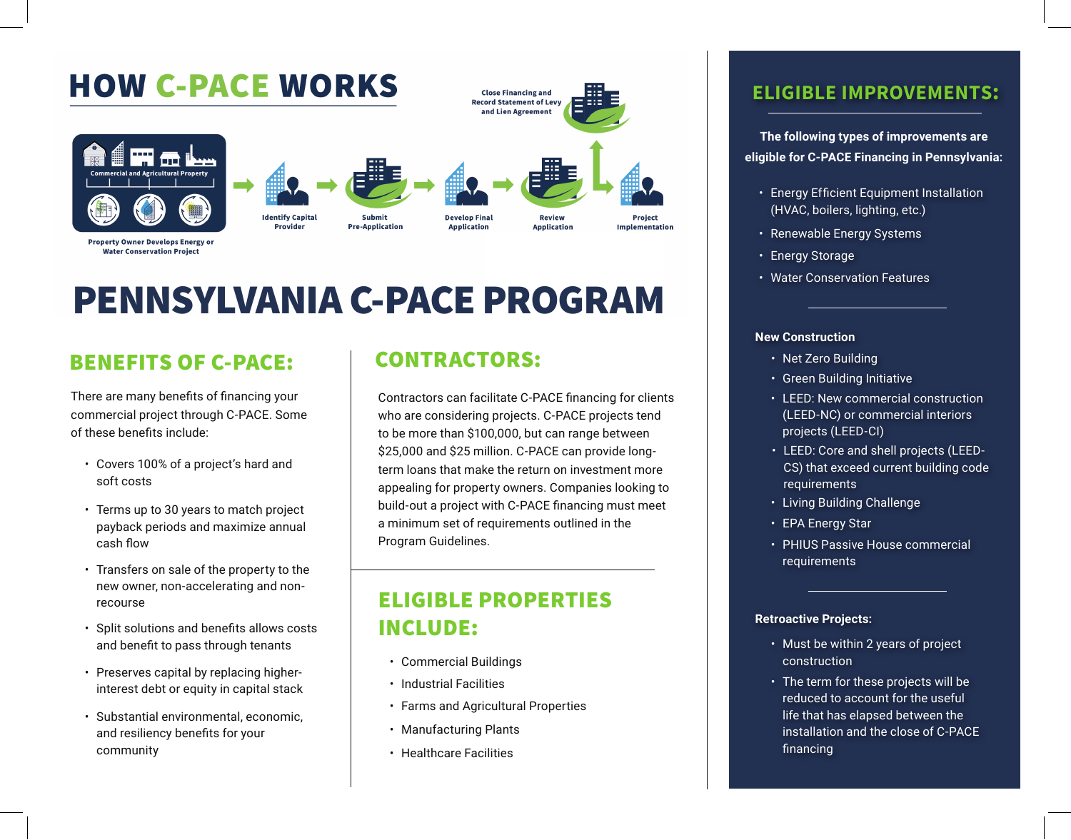# HOW C-PACE WORKS

Commercial and Agricultural Property

Property Owner Develops Energy or Water Conservation Project

Identify Capital Provider

Submit Pre-Application

Develop Final Application

Review Application

Close Financing and Record Statement of Levy and Lien Agreement

Project Implementation

# PENNSYLVANIA C-PACE PROGRAM

## BENEFITS OF C-PACE:

There are many benefits of financing your commercial project through C-PACE. Some of these benefits include:

- Covers 100% of a project's hard and soft costs
- Terms up to 30 years to match project payback periods and maximize annual cash flow
- Transfers on sale of the property to the new owner, non-accelerating and non-recourse
- Split solutions and benefits allows costs and benefit to pass through tenants
- Preserves capital by replacing higher-interest debt or equity in capital stack
- Substantial environmental, economic, and resiliency benefits for your community

## CONTRACTORS:

Contractors can facilitate C-PACE financing for clients who are considering projects. C-PACE projects tend to be more than $100,000, but can range between $25,000 and $25 million. C-PACE can provide long-term loans that make the return on investment more appealing for property owners. Companies looking to build-out a project with C-PACE financing must meet a minimum set of requirements outlined in the Program Guidelines.

## ELIGIBLE PROPERTIES INCLUDE:

- Commercial Buildings
- Industrial Facilities
- Farms and Agricultural Properties
- Manufacturing Plants
- Healthcare Facilities

## ELIGIBLE IMPROVEMENTS:

**The following types of improvements are eligible for C-PACE Financing in Pennsylvania:**

- Energy Efficient Equipment Installation (HVAC, boilers, lighting, etc.)
- Renewable Energy Systems
- Energy Storage
- Water Conservation Features

**New Construction**

- Net Zero Building
- Green Building Initiative
- LEED: New commercial construction (LEED-NC) or commercial interiors projects (LEED-CI)
- LEED: Core and shell projects (LEED-CS) that exceed current building code requirements
- Living Building Challenge
- EPA Energy Star
- PHIUS Passive House commercial requirements

**Retroactive Projects:**

- Must be within 2 years of project construction
- The term for these projects will be reduced to account for the useful life that has elapsed between the installation and the close of C-PACE financing